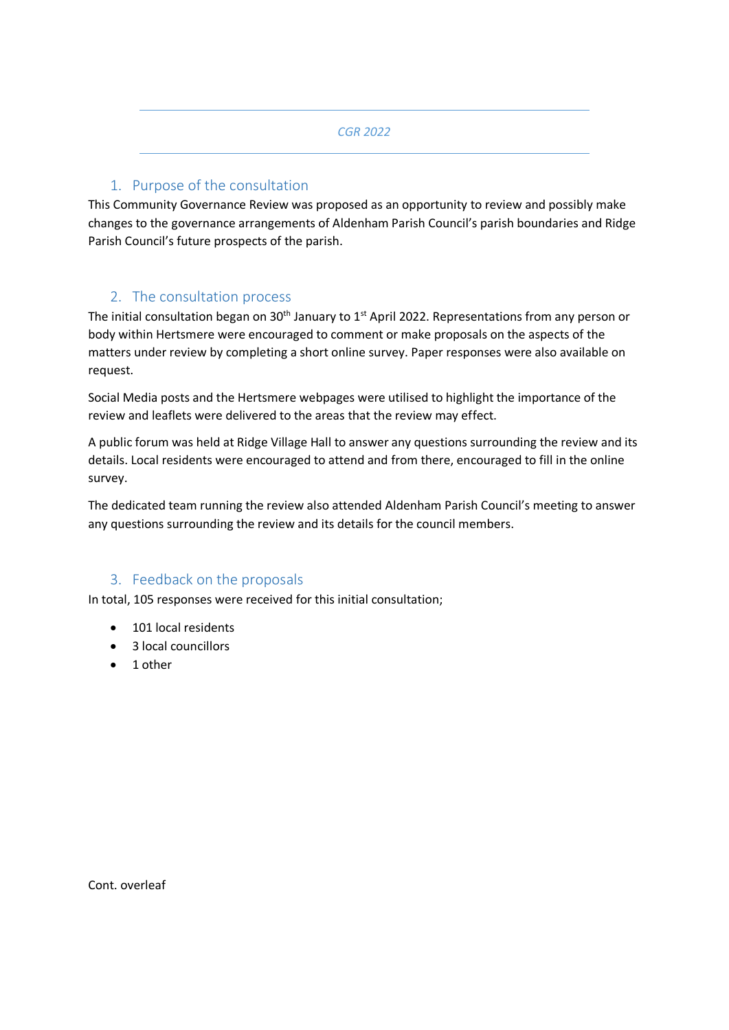*CGR 2022*

## 1. Purpose of the consultation

This Community Governance Review was proposed as an opportunity to review and possibly make changes to the governance arrangements of Aldenham Parish Council's parish boundaries and Ridge Parish Council's future prospects of the parish.

## 2. The consultation process

The initial consultation began on 30th January to 1st April 2022. Representations from any person or body within Hertsmere were encouraged to comment or make proposals on the aspects of the matters under review by completing a short online survey. Paper responses were also available on request.

Social Media posts and the Hertsmere webpages were utilised to highlight the importance of the review and leaflets were delivered to the areas that the review may effect.

A public forum was held at Ridge Village Hall to answer any questions surrounding the review and its details. Local residents were encouraged to attend and from there, encouraged to fill in the online survey.

The dedicated team running the review also attended Aldenham Parish Council's meeting to answer any questions surrounding the review and its details for the council members.

## 3. Feedback on the proposals

In total, 105 responses were received for this initial consultation;

- 101 local residents
- 3 local councillors
- 1 other

Cont. overleaf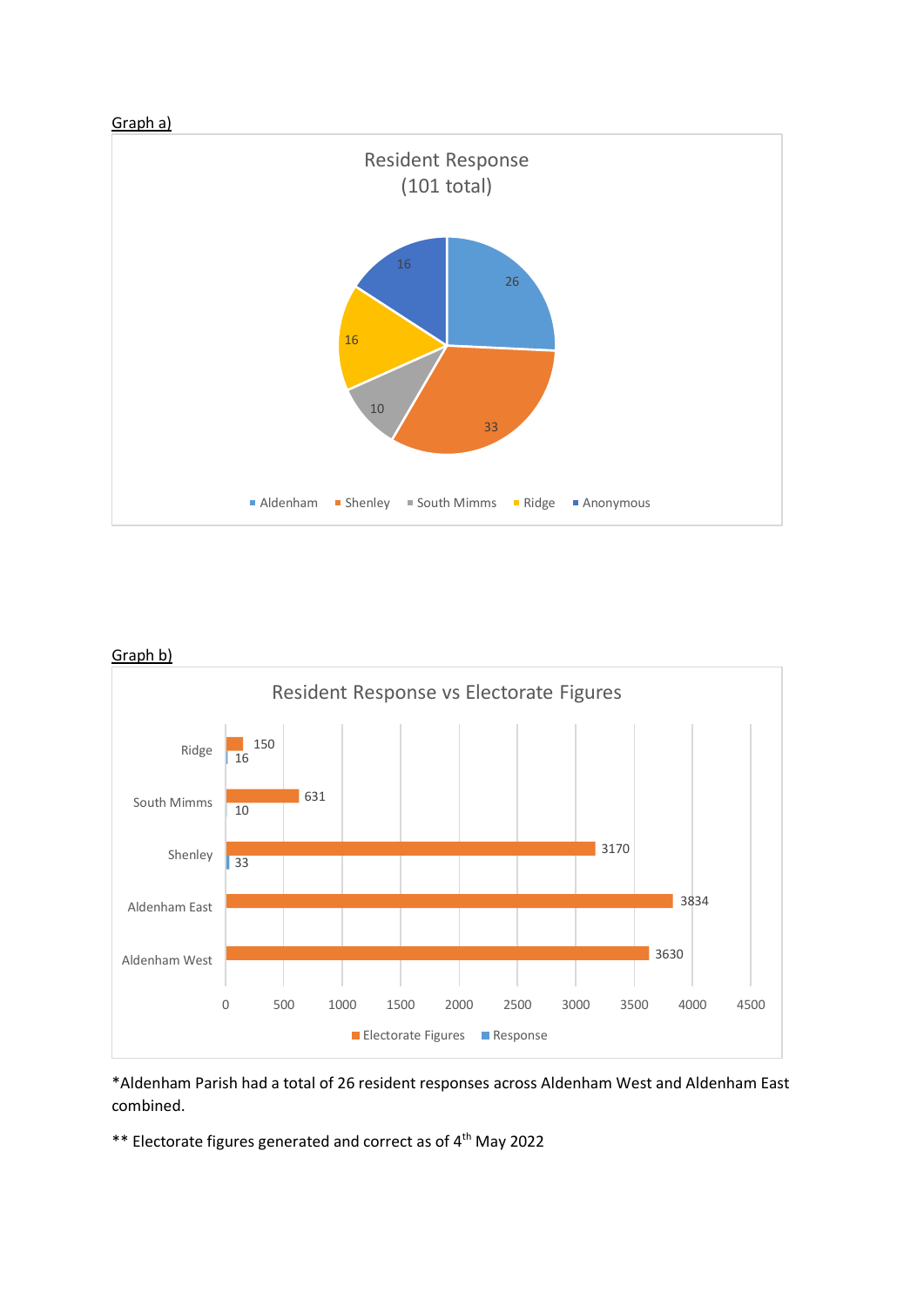Graph a)

**Resident Response (101 total)**

| Area | Responses |
| --- | --- |
| Aldenham | 26 |
| Shenley | 33 |
| South Mimms | 10 |
| Ridge | 16 |
| Anonymous | 16 |

Graph b)

**Resident Response vs Electorate Figures**

| Area | Electorate Figures | Response |
| --- | --- | --- |
| Ridge | 150 | 16 |
| South Mimms | 631 | 10 |
| Shenley | 3170 | 33 |
| Aldenham East | 3834 | |
| Aldenham West | 3630 | |

*Aldenham Parish had a total of 26 resident responses across Aldenham West and Aldenham East combined.

** Electorate figures generated and correct as of 4th May 2022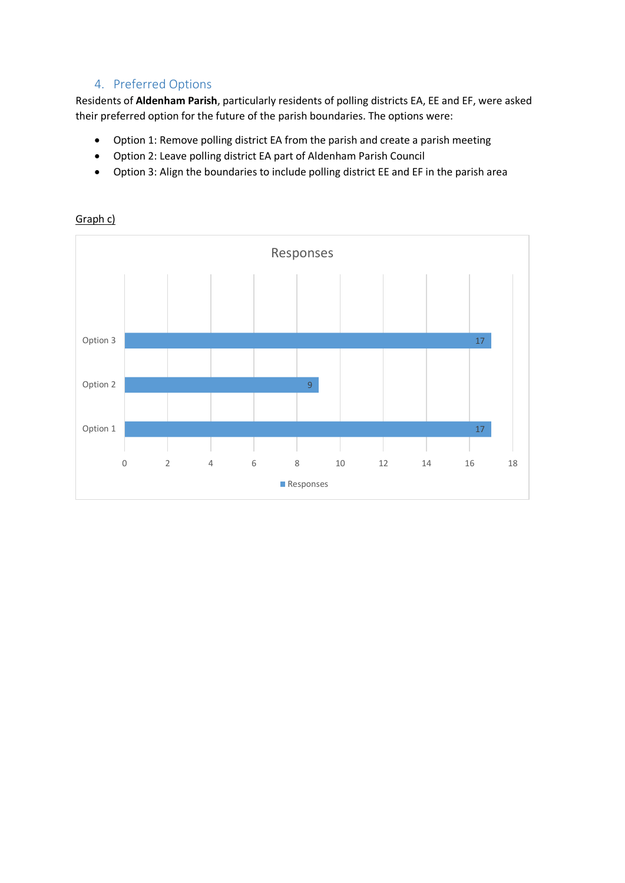## 4. Preferred Options

Residents of **Aldenham Parish**, particularly residents of polling districts EA, EE and EF, were asked their preferred option for the future of the parish boundaries. The options were:

- Option 1: Remove polling district EA from the parish and create a parish meeting
- Option 2: Leave polling district EA part of Aldenham Parish Council
- Option 3: Align the boundaries to include polling district EE and EF in the parish area

Graph c)

Responses

| Option | Responses |
|---|---|
| Option 3 | 17 |
| Option 2 | 9 |
| Option 1 | 17 |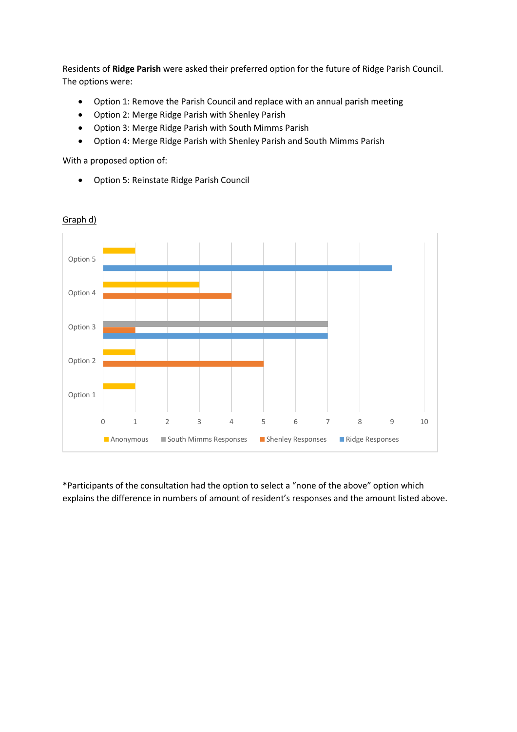Residents of **Ridge Parish** were asked their preferred option for the future of Ridge Parish Council. The options were:

- Option 1: Remove the Parish Council and replace with an annual parish meeting
- Option 2: Merge Ridge Parish with Shenley Parish
- Option 3: Merge Ridge Parish with South Mimms Parish
- Option 4: Merge Ridge Parish with Shenley Parish and South Mimms Parish

With a proposed option of:

- Option 5: Reinstate Ridge Parish Council

Graph d)

| | Anonymous | South Mimms Responses | Shenley Responses | Ridge Responses |
|---|---|---|---|---|
| Option 5 | 1 | | | 9 |
| Option 4 | 3 | | 4 | |
| Option 3 | | 7 | 1 | 7 |
| Option 2 | 1 | | 5 | |
| Option 1 | 1 | | | |

*Participants of the consultation had the option to select a "none of the above" option which explains the difference in numbers of amount of resident's responses and the amount listed above.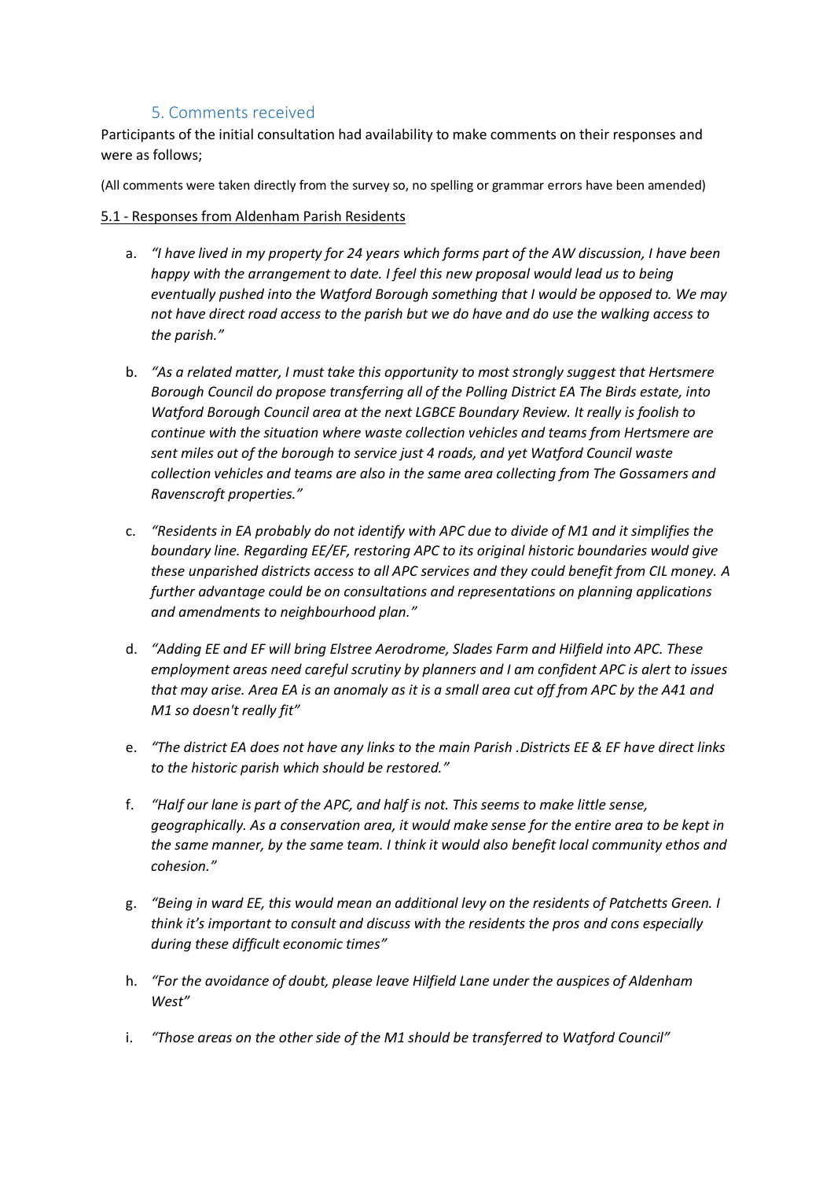## 5. Comments received

Participants of the initial consultation had availability to make comments on their responses and were as follows;

(All comments were taken directly from the survey so, no spelling or grammar errors have been amended)

5.1 - Responses from Aldenham Parish Residents

a. *"I have lived in my property for 24 years which forms part of the AW discussion, I have been happy with the arrangement to date. I feel this new proposal would lead us to being eventually pushed into the Watford Borough something that I would be opposed to. We may not have direct road access to the parish but we do have and do use the walking access to the parish."*

b. *"As a related matter, I must take this opportunity to most strongly suggest that Hertsmere Borough Council do propose transferring all of the Polling District EA The Birds estate, into Watford Borough Council area at the next LGBCE Boundary Review. It really is foolish to continue with the situation where waste collection vehicles and teams from Hertsmere are sent miles out of the borough to service just 4 roads, and yet Watford Council waste collection vehicles and teams are also in the same area collecting from The Gossamers and Ravenscroft properties."*

c. *"Residents in EA probably do not identify with APC due to divide of M1 and it simplifies the boundary line. Regarding EE/EF, restoring APC to its original historic boundaries would give these unparished districts access to all APC services and they could benefit from CIL money. A further advantage could be on consultations and representations on planning applications and amendments to neighbourhood plan."*

d. *"Adding EE and EF will bring Elstree Aerodrome, Slades Farm and Hilfield into APC. These employment areas need careful scrutiny by planners and I am confident APC is alert to issues that may arise. Area EA is an anomaly as it is a small area cut off from APC by the A41 and M1 so doesn't really fit"*

e. *"The district EA does not have any links to the main Parish .Districts EE & EF have direct links to the historic parish which should be restored."*

f. *"Half our lane is part of the APC, and half is not. This seems to make little sense, geographically. As a conservation area, it would make sense for the entire area to be kept in the same manner, by the same team. I think it would also benefit local community ethos and cohesion."*

g. *"Being in ward EE, this would mean an additional levy on the residents of Patchetts Green. I think it's important to consult and discuss with the residents the pros and cons especially during these difficult economic times"*

h. *"For the avoidance of doubt, please leave Hilfield Lane under the auspices of Aldenham West"*

i. *"Those areas on the other side of the M1 should be transferred to Watford Council"*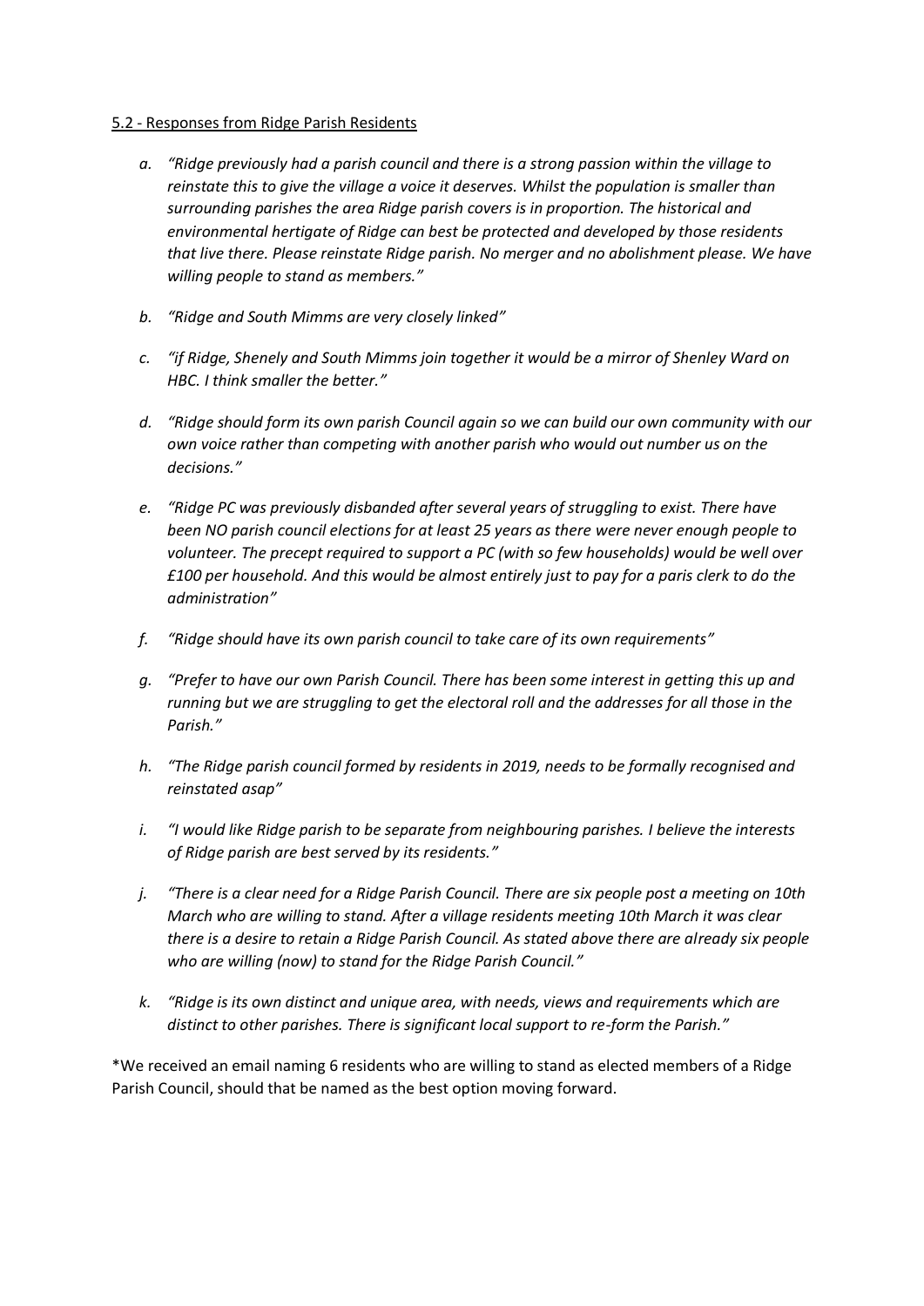5.2 - Responses from Ridge Parish Residents

a. *"Ridge previously had a parish council and there is a strong passion within the village to reinstate this to give the village a voice it deserves. Whilst the population is smaller than surrounding parishes the area Ridge parish covers is in proportion. The historical and environmental hertigate of Ridge can best be protected and developed by those residents that live there. Please reinstate Ridge parish. No merger and no abolishment please. We have willing people to stand as members."*

b. *"Ridge and South Mimms are very closely linked"*

c. *"if Ridge, Shenely and South Mimms join together it would be a mirror of Shenley Ward on HBC. I think smaller the better."*

d. *"Ridge should form its own parish Council again so we can build our own community with our own voice rather than competing with another parish who would out number us on the decisions."*

e. *"Ridge PC was previously disbanded after several years of struggling to exist. There have been NO parish council elections for at least 25 years as there were never enough people to volunteer. The precept required to support a PC (with so few households) would be well over £100 per household. And this would be almost entirely just to pay for a paris clerk to do the administration"*

f. *"Ridge should have its own parish council to take care of its own requirements"*

g. *"Prefer to have our own Parish Council. There has been some interest in getting this up and running but we are struggling to get the electoral roll and the addresses for all those in the Parish."*

h. *"The Ridge parish council formed by residents in 2019, needs to be formally recognised and reinstated asap"*

i. *"I would like Ridge parish to be separate from neighbouring parishes. I believe the interests of Ridge parish are best served by its residents."*

j. *"There is a clear need for a Ridge Parish Council. There are six people post a meeting on 10th March who are willing to stand. After a village residents meeting 10th March it was clear there is a desire to retain a Ridge Parish Council. As stated above there are already six people who are willing (now) to stand for the Ridge Parish Council."*

k. *"Ridge is its own distinct and unique area, with needs, views and requirements which are distinct to other parishes. There is significant local support to re-form the Parish."*

*We received an email naming 6 residents who are willing to stand as elected members of a Ridge Parish Council, should that be named as the best option moving forward.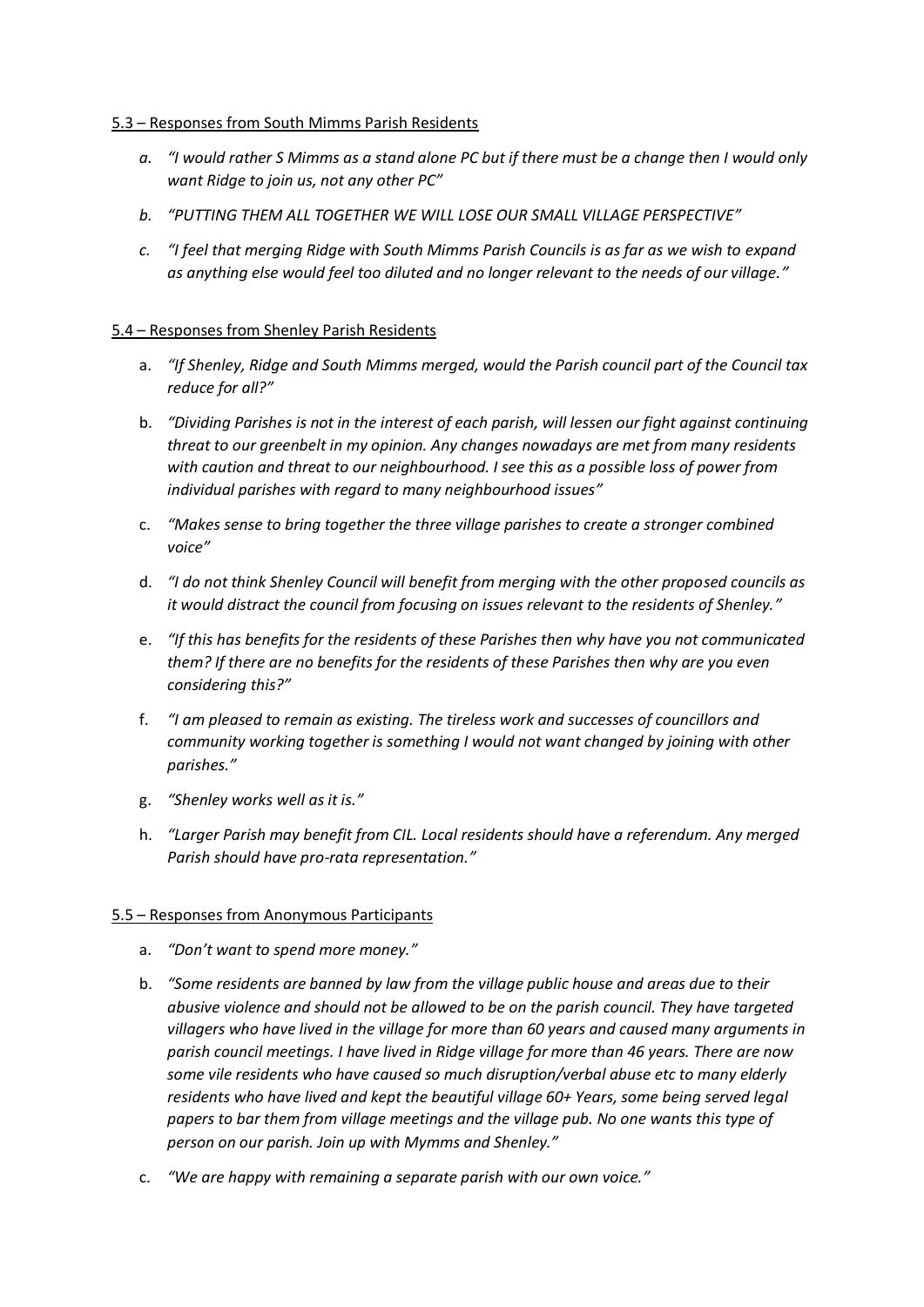5.3 – Responses from South Mimms Parish Residents

a. *"I would rather S Mimms as a stand alone PC but if there must be a change then I would only want Ridge to join us, not any other PC"*

b. *"PUTTING THEM ALL TOGETHER WE WILL LOSE OUR SMALL VILLAGE PERSPECTIVE"*

c. *"I feel that merging Ridge with South Mimms Parish Councils is as far as we wish to expand as anything else would feel too diluted and no longer relevant to the needs of our village."*

5.4 – Responses from Shenley Parish Residents

a. *"If Shenley, Ridge and South Mimms merged, would the Parish council part of the Council tax reduce for all?"*

b. *"Dividing Parishes is not in the interest of each parish, will lessen our fight against continuing threat to our greenbelt in my opinion. Any changes nowadays are met from many residents with caution and threat to our neighbourhood. I see this as a possible loss of power from individual parishes with regard to many neighbourhood issues"*

c. *"Makes sense to bring together the three village parishes to create a stronger combined voice"*

d. *"I do not think Shenley Council will benefit from merging with the other proposed councils as it would distract the council from focusing on issues relevant to the residents of Shenley."*

e. *"If this has benefits for the residents of these Parishes then why have you not communicated them? If there are no benefits for the residents of these Parishes then why are you even considering this?"*

f. *"I am pleased to remain as existing. The tireless work and successes of councillors and community working together is something I would not want changed by joining with other parishes."*

g. *"Shenley works well as it is."*

h. *"Larger Parish may benefit from CIL. Local residents should have a referendum. Any merged Parish should have pro-rata representation."*

5.5 – Responses from Anonymous Participants

a. *"Don't want to spend more money."*

b. *"Some residents are banned by law from the village public house and areas due to their abusive violence and should not be allowed to be on the parish council. They have targeted villagers who have lived in the village for more than 60 years and caused many arguments in parish council meetings. I have lived in Ridge village for more than 46 years. There are now some vile residents who have caused so much disruption/verbal abuse etc to many elderly residents who have lived and kept the beautiful village 60+ Years, some being served legal papers to bar them from village meetings and the village pub. No one wants this type of person on our parish. Join up with Mymms and Shenley."*

c. *"We are happy with remaining a separate parish with our own voice."*